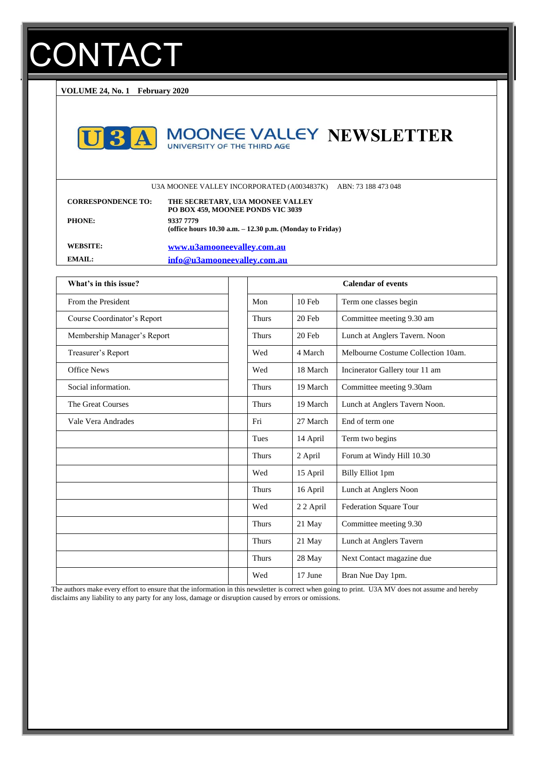# CONTACT

**VOLUME 24, No. 1 February 2020**

# U3A MOONEE VALLEY NEWSLETTER

UNIVERSITY OF THE THIRD AGE

U3A MOONEE VALLEY INCORPORATED (A0034837K) ABN: 73 188 473 048

| | |
|---|---|
| **CORRESPONDENCE TO:** | **THE SECRETARY, U3A MOONEE VALLEY PO BOX 459, MOONEE PONDS VIC 3039** |
| **PHONE:** | **9337 7779 (office hours 10.30 a.m. – 12.30 p.m. (Monday to Friday)** |
| **WEBSITE:** | **www.u3amooneevalley.com.au** |
| **EMAIL:** | **info@u3amooneevalley.com.au** |

| What's in this issue? | | Calendar of events | | |
|---|---|---|---|---|
| From the President | | Mon | 10 Feb | Term one classes begin |
| Course Coordinator's Report | | Thurs | 20 Feb | Committee meeting 9.30 am |
| Membership Manager's Report | | Thurs | 20 Feb | Lunch at Anglers Tavern. Noon |
| Treasurer's Report | | Wed | 4 March | Melbourne Costume Collection 10am. |
| Office News | | Wed | 18 March | Incinerator Gallery tour 11 am |
| Social information. | | Thurs | 19 March | Committee meeting 9.30am |
| The Great Courses | | Thurs | 19 March | Lunch at Anglers Tavern Noon. |
| Vale Vera Andrades | | Fri | 27 March | End of term one |
| | | Tues | 14 April | Term two begins |
| | | Thurs | 2 April | Forum at Windy Hill 10.30 |
| | | Wed | 15 April | Billy Elliot 1pm |
| | | Thurs | 16 April | Lunch at Anglers Noon |
| | | Wed | 2 2 April | Federation Square Tour |
| | | Thurs | 21 May | Committee meeting 9.30 |
| | | Thurs | 21 May | Lunch at Anglers Tavern |
| | | Thurs | 28 May | Next Contact magazine due |
| | | Wed | 17 June | Bran Nue Day 1pm. |

The authors make every effort to ensure that the information in this newsletter is correct when going to print. U3A MV does not assume and hereby disclaims any liability to any party for any loss, damage or disruption caused by errors or omissions.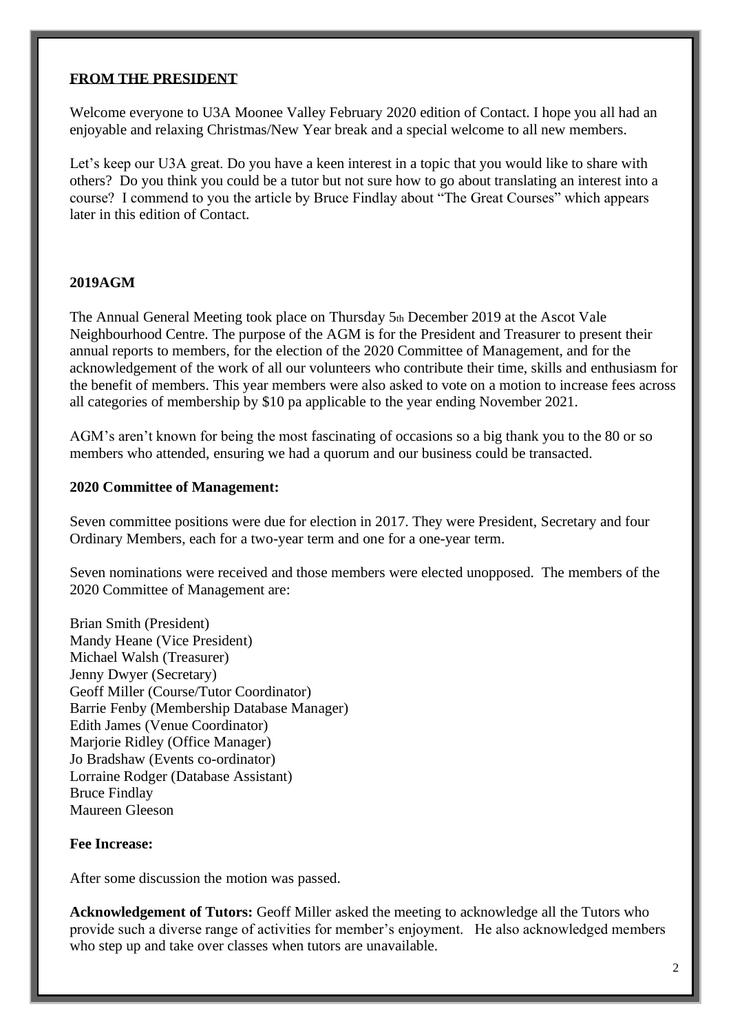## FROM THE PRESIDENT

Welcome everyone to U3A Moonee Valley February 2020 edition of Contact. I hope you all had an enjoyable and relaxing Christmas/New Year break and a special welcome to all new members.

Let's keep our U3A great. Do you have a keen interest in a topic that you would like to share with others? Do you think you could be a tutor but not sure how to go about translating an interest into a course? I commend to you the article by Bruce Findlay about "The Great Courses" which appears later in this edition of Contact.

## 2019AGM

The Annual General Meeting took place on Thursday 5th December 2019 at the Ascot Vale Neighbourhood Centre. The purpose of the AGM is for the President and Treasurer to present their annual reports to members, for the election of the 2020 Committee of Management, and for the acknowledgement of the work of all our volunteers who contribute their time, skills and enthusiasm for the benefit of members. This year members were also asked to vote on a motion to increase fees across all categories of membership by $10 pa applicable to the year ending November 2021.

AGM's aren't known for being the most fascinating of occasions so a big thank you to the 80 or so members who attended, ensuring we had a quorum and our business could be transacted.

**2020 Committee of Management:**

Seven committee positions were due for election in 2017. They were President, Secretary and four Ordinary Members, each for a two-year term and one for a one-year term.

Seven nominations were received and those members were elected unopposed. The members of the 2020 Committee of Management are:

Brian Smith (President)
Mandy Heane (Vice President)
Michael Walsh (Treasurer)
Jenny Dwyer (Secretary)
Geoff Miller (Course/Tutor Coordinator)
Barrie Fenby (Membership Database Manager)
Edith James (Venue Coordinator)
Marjorie Ridley (Office Manager)
Jo Bradshaw (Events co-ordinator)
Lorraine Rodger (Database Assistant)
Bruce Findlay
Maureen Gleeson

**Fee Increase:**

After some discussion the motion was passed.

**Acknowledgement of Tutors:** Geoff Miller asked the meeting to acknowledge all the Tutors who provide such a diverse range of activities for member's enjoyment. He also acknowledged members who step up and take over classes when tutors are unavailable.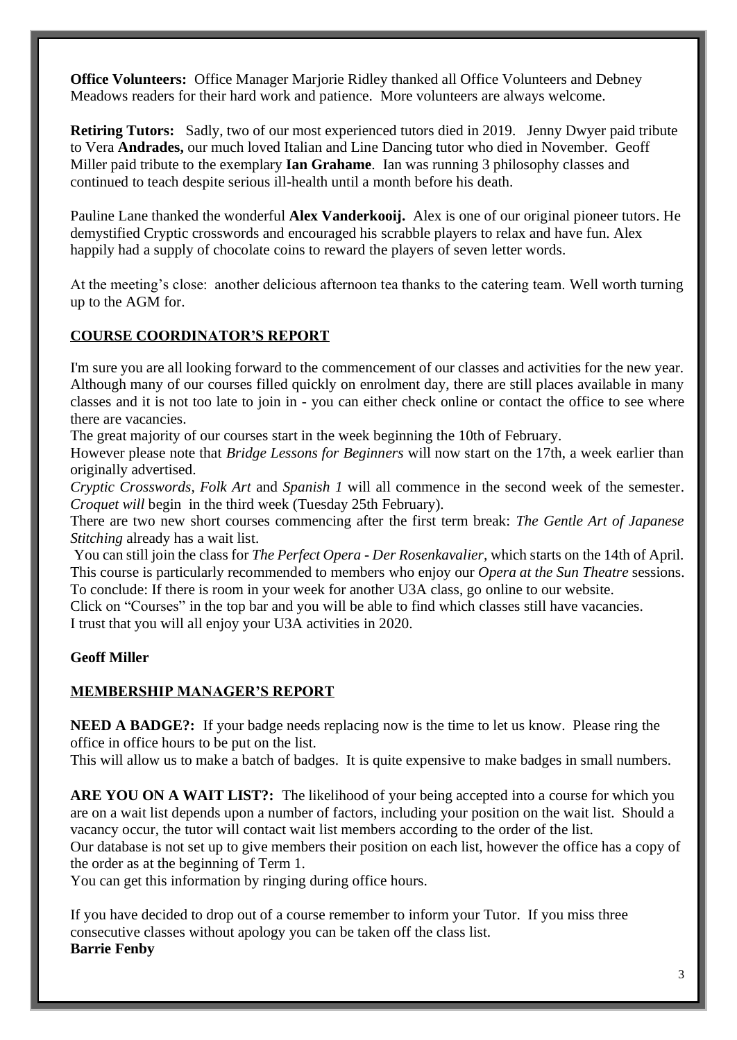**Office Volunteers:** Office Manager Marjorie Ridley thanked all Office Volunteers and Debney Meadows readers for their hard work and patience. More volunteers are always welcome.

**Retiring Tutors:** Sadly, two of our most experienced tutors died in 2019. Jenny Dwyer paid tribute to Vera **Andrades,** our much loved Italian and Line Dancing tutor who died in November. Geoff Miller paid tribute to the exemplary **Ian Grahame**. Ian was running 3 philosophy classes and continued to teach despite serious ill-health until a month before his death.

Pauline Lane thanked the wonderful **Alex Vanderkooij.** Alex is one of our original pioneer tutors. He demystified Cryptic crosswords and encouraged his scrabble players to relax and have fun. Alex happily had a supply of chocolate coins to reward the players of seven letter words.

At the meeting's close: another delicious afternoon tea thanks to the catering team. Well worth turning up to the AGM for.

## COURSE COORDINATOR'S REPORT

I'm sure you are all looking forward to the commencement of our classes and activities for the new year. Although many of our courses filled quickly on enrolment day, there are still places available in many classes and it is not too late to join in - you can either check online or contact the office to see where there are vacancies.

The great majority of our courses start in the week beginning the 10th of February.

However please note that *Bridge Lessons for Beginners* will now start on the 17th, a week earlier than originally advertised.

*Cryptic Crosswords, Folk Art* and *Spanish 1* will all commence in the second week of the semester. *Croquet will* begin in the third week (Tuesday 25th February).

There are two new short courses commencing after the first term break: *The Gentle Art of Japanese Stitching* already has a wait list.

You can still join the class for *The Perfect Opera - Der Rosenkavalier,* which starts on the 14th of April. This course is particularly recommended to members who enjoy our *Opera at the Sun Theatre* sessions.

To conclude: If there is room in your week for another U3A class, go online to our website.

Click on "Courses" in the top bar and you will be able to find which classes still have vacancies.

I trust that you will all enjoy your U3A activities in 2020.

**Geoff Miller**

## MEMBERSHIP MANAGER'S REPORT

**NEED A BADGE?:** If your badge needs replacing now is the time to let us know. Please ring the office in office hours to be put on the list.

This will allow us to make a batch of badges. It is quite expensive to make badges in small numbers.

**ARE YOU ON A WAIT LIST?:** The likelihood of your being accepted into a course for which you are on a wait list depends upon a number of factors, including your position on the wait list. Should a vacancy occur, the tutor will contact wait list members according to the order of the list.

Our database is not set up to give members their position on each list, however the office has a copy of the order as at the beginning of Term 1.

You can get this information by ringing during office hours.

If you have decided to drop out of a course remember to inform your Tutor. If you miss three consecutive classes without apology you can be taken off the class list.

**Barrie Fenby**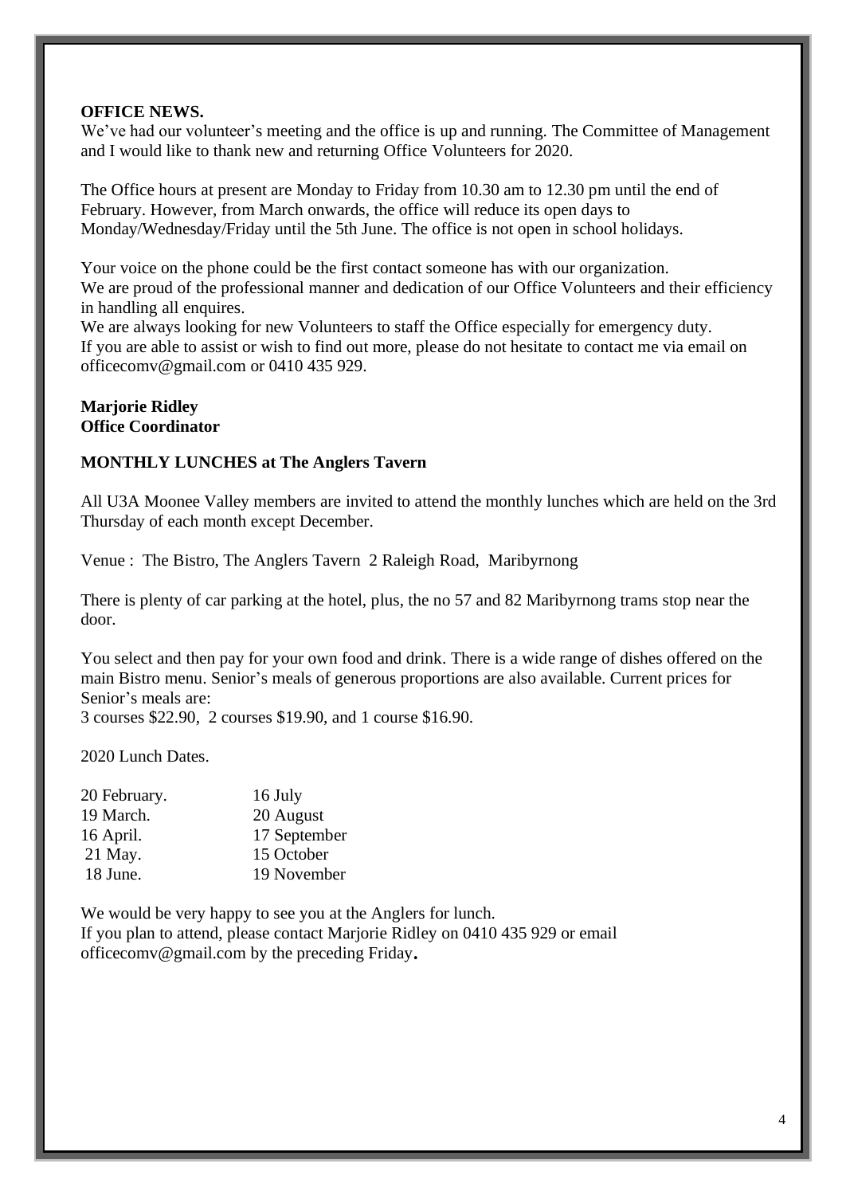**OFFICE NEWS.**

We've had our volunteer's meeting and the office is up and running. The Committee of Management and I would like to thank new and returning Office Volunteers for 2020.

The Office hours at present are Monday to Friday from 10.30 am to 12.30 pm until the end of February. However, from March onwards, the office will reduce its open days to Monday/Wednesday/Friday until the 5th June. The office is not open in school holidays.

Your voice on the phone could be the first contact someone has with our organization.
We are proud of the professional manner and dedication of our Office Volunteers and their efficiency in handling all enquires.
We are always looking for new Volunteers to staff the Office especially for emergency duty.
If you are able to assist or wish to find out more, please do not hesitate to contact me via email on officecomv@gmail.com or 0410 435 929.

**Marjorie Ridley**
**Office Coordinator**

**MONTHLY LUNCHES at The Anglers Tavern**

All U3A Moonee Valley members are invited to attend the monthly lunches which are held on the 3rd Thursday of each month except December.

Venue : The Bistro, The Anglers Tavern 2 Raleigh Road, Maribyrnong

There is plenty of car parking at the hotel, plus, the no 57 and 82 Maribyrnong trams stop near the door.

You select and then pay for your own food and drink. There is a wide range of dishes offered on the main Bistro menu. Senior's meals of generous proportions are also available. Current prices for Senior's meals are:
3 courses $22.90, 2 courses $19.90, and 1 course $16.90.

2020 Lunch Dates.

| | |
|---|---|
| 20 February. | 16 July |
| 19 March. | 20 August |
| 16 April. | 17 September |
| 21 May. | 15 October |
| 18 June. | 19 November |

We would be very happy to see you at the Anglers for lunch.
If you plan to attend, please contact Marjorie Ridley on 0410 435 929 or email officecomv@gmail.com by the preceding Friday.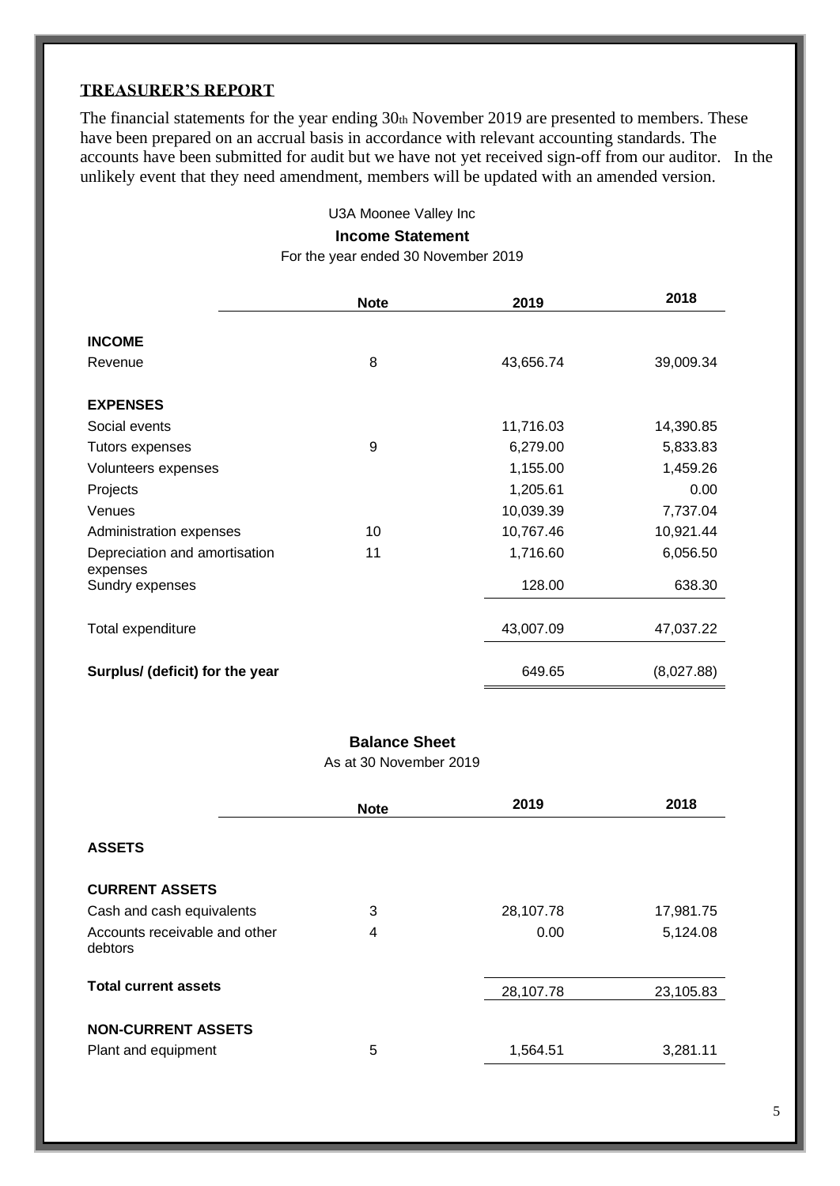## TREASURER'S REPORT

The financial statements for the year ending 30th November 2019 are presented to members. These have been prepared on an accrual basis in accordance with relevant accounting standards. The accounts have been submitted for audit but we have not yet received sign-off from our auditor. In the unlikely event that they need amendment, members will be updated with an amended version.

U3A Moonee Valley Inc

**Income Statement**

For the year ended 30 November 2019

| | Note | 2019 | 2018 |
|---|---|---|---|
| **INCOME** | | | |
| Revenue | 8 | 43,656.74 | 39,009.34 |
| **EXPENSES** | | | |
| Social events | | 11,716.03 | 14,390.85 |
| Tutors expenses | 9 | 6,279.00 | 5,833.83 |
| Volunteers expenses | | 1,155.00 | 1,459.26 |
| Projects | | 1,205.61 | 0.00 |
| Venues | | 10,039.39 | 7,737.04 |
| Administration expenses | 10 | 10,767.46 | 10,921.44 |
| Depreciation and amortisation expenses | 11 | 1,716.60 | 6,056.50 |
| Sundry expenses | | 128.00 | 638.30 |
| Total expenditure | | 43,007.09 | 47,037.22 |
| **Surplus/ (deficit) for the year** | | 649.65 | (8,027.88) |

**Balance Sheet**

As at 30 November 2019

| | Note | 2019 | 2018 |
|---|---|---|---|
| **ASSETS** | | | |
| **CURRENT ASSETS** | | | |
| Cash and cash equivalents | 3 | 28,107.78 | 17,981.75 |
| Accounts receivable and other debtors | 4 | 0.00 | 5,124.08 |
| **Total current assets** | | 28,107.78 | 23,105.83 |
| **NON-CURRENT ASSETS** | | | |
| Plant and equipment | 5 | 1,564.51 | 3,281.11 |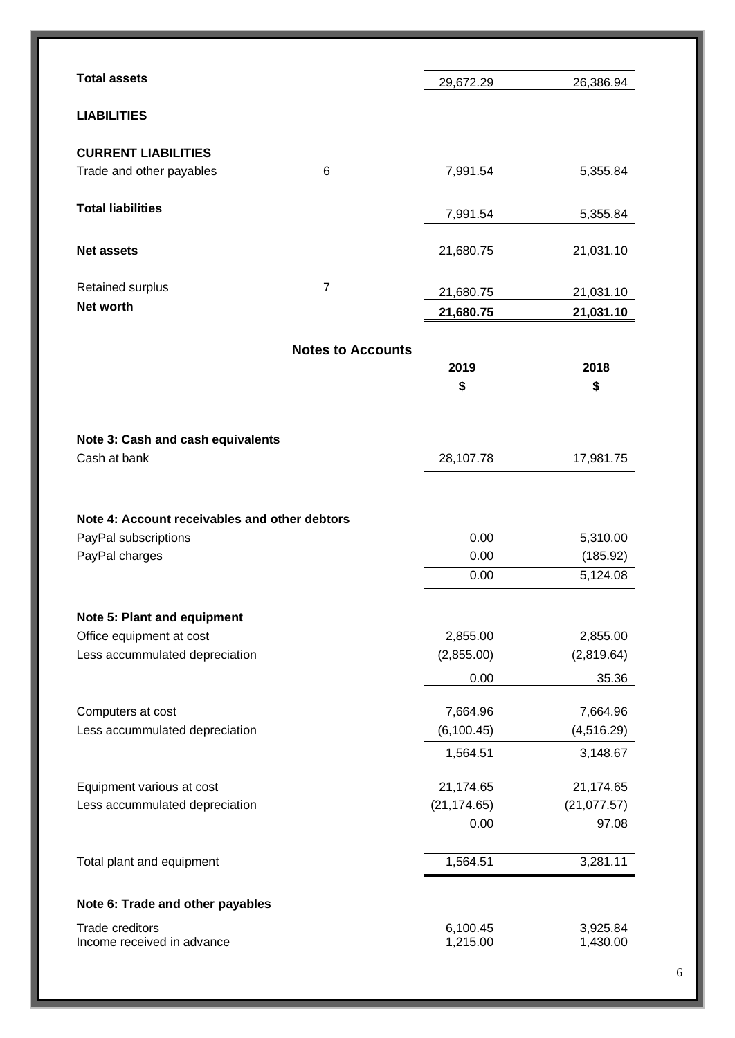| | Note | 2019 | 2018 |
|---|---|---|---|
| **Total assets** | | 29,672.29 | 26,386.94 |
| **LIABILITIES** | | | |
| **CURRENT LIABILITIES** | | | |
| Trade and other payables | 6 | 7,991.54 | 5,355.84 |
| **Total liabilities** | | 7,991.54 | 5,355.84 |
| **Net assets** | | 21,680.75 | 21,031.10 |
| Retained surplus | 7 | 21,680.75 | 21,031.10 |
| **Net worth** | | **21,680.75** | **21,031.10** |

## Notes to Accounts

| | 2019 | 2018 |
|---|---|---|
| | $ | $ |
| **Note 3: Cash and cash equivalents** | | |
| Cash at bank | 28,107.78 | 17,981.75 |
| | | |
| **Note 4: Account receivables and other debtors** | | |
| PayPal subscriptions | 0.00 | 5,310.00 |
| PayPal charges | 0.00 | (185.92) |
| | 0.00 | 5,124.08 |
| | | |
| **Note 5: Plant and equipment** | | |
| Office equipment at cost | 2,855.00 | 2,855.00 |
| Less accummulated depreciation | (2,855.00) | (2,819.64) |
| | 0.00 | 35.36 |
| Computers at cost | 7,664.96 | 7,664.96 |
| Less accummulated depreciation | (6,100.45) | (4,516.29) |
| | 1,564.51 | 3,148.67 |
| Equipment various at cost | 21,174.65 | 21,174.65 |
| Less accummulated depreciation | (21,174.65) | (21,077.57) |
| | 0.00 | 97.08 |
| Total plant and equipment | 1,564.51 | 3,281.11 |
| | | |
| **Note 6: Trade and other payables** | | |
| Trade creditors | 6,100.45 | 3,925.84 |
| Income received in advance | 1,215.00 | 1,430.00 |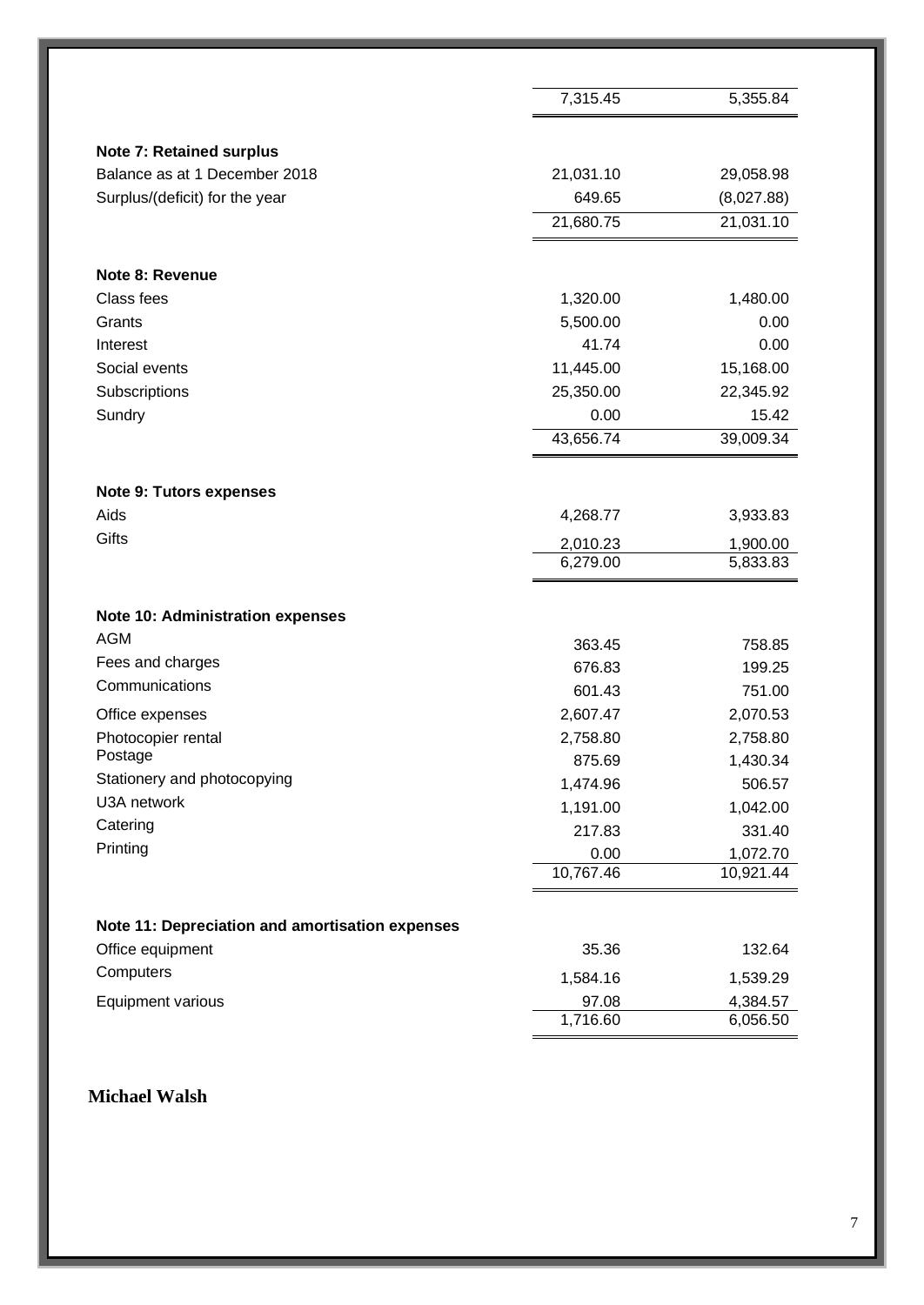| | | |
|---|---|---|
| | 7,315.45 | 5,355.84 |

| **Note 7: Retained surplus** | | |
|---|---|---|
| Balance as at 1 December 2018 | 21,031.10 | 29,058.98 |
| Surplus/(deficit) for the year | 649.65 | (8,027.88) |
| | 21,680.75 | 21,031.10 |

| **Note 8: Revenue** | | |
|---|---|---|
| Class fees | 1,320.00 | 1,480.00 |
| Grants | 5,500.00 | 0.00 |
| Interest | 41.74 | 0.00 |
| Social events | 11,445.00 | 15,168.00 |
| Subscriptions | 25,350.00 | 22,345.92 |
| Sundry | 0.00 | 15.42 |
| | 43,656.74 | 39,009.34 |

| **Note 9: Tutors expenses** | | |
|---|---|---|
| Aids | 4,268.77 | 3,933.83 |
| Gifts | 2,010.23 | 1,900.00 |
| | 6,279.00 | 5,833.83 |

| **Note 10: Administration expenses** | | |
|---|---|---|
| AGM | 363.45 | 758.85 |
| Fees and charges | 676.83 | 199.25 |
| Communications | 601.43 | 751.00 |
| Office expenses | 2,607.47 | 2,070.53 |
| Photocopier rental | 2,758.80 | 2,758.80 |
| Postage | 875.69 | 1,430.34 |
| Stationery and photocopying | 1,474.96 | 506.57 |
| U3A network | 1,191.00 | 1,042.00 |
| Catering | 217.83 | 331.40 |
| Printing | 0.00 | 1,072.70 |
| | 10,767.46 | 10,921.44 |

| **Note 11: Depreciation and amortisation expenses** | | |
|---|---|---|
| Office equipment | 35.36 | 132.64 |
| Computers | 1,584.16 | 1,539.29 |
| Equipment various | 97.08 | 4,384.57 |
| | 1,716.60 | 6,056.50 |

**Michael Walsh**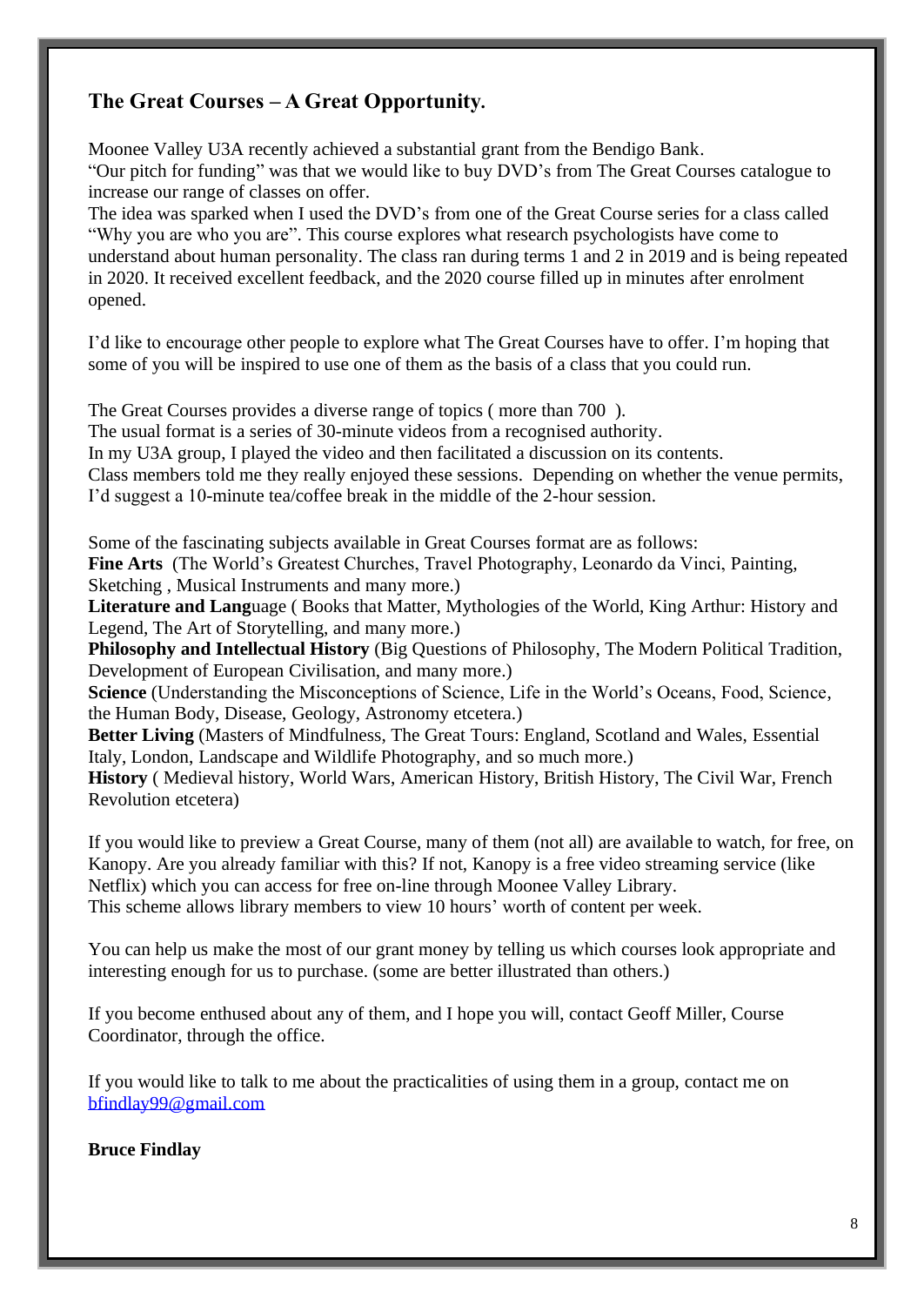## The Great Courses – A Great Opportunity.

Moonee Valley U3A recently achieved a substantial grant from the Bendigo Bank.
"Our pitch for funding" was that we would like to buy DVD's from The Great Courses catalogue to increase our range of classes on offer.
The idea was sparked when I used the DVD's from one of the Great Course series for a class called "Why you are who you are". This course explores what research psychologists have come to understand about human personality. The class ran during terms 1 and 2 in 2019 and is being repeated in 2020. It received excellent feedback, and the 2020 course filled up in minutes after enrolment opened.

I'd like to encourage other people to explore what The Great Courses have to offer. I'm hoping that some of you will be inspired to use one of them as the basis of a class that you could run.

The Great Courses provides a diverse range of topics ( more than 700 ).
The usual format is a series of 30-minute videos from a recognised authority.
In my U3A group, I played the video and then facilitated a discussion on its contents.
Class members told me they really enjoyed these sessions. Depending on whether the venue permits, I'd suggest a 10-minute tea/coffee break in the middle of the 2-hour session.

Some of the fascinating subjects available in Great Courses format are as follows:
**Fine Arts** (The World's Greatest Churches, Travel Photography, Leonardo da Vinci, Painting, Sketching , Musical Instruments and many more.)
**Literature and Lang**uage ( Books that Matter, Mythologies of the World, King Arthur: History and Legend, The Art of Storytelling, and many more.)
**Philosophy and Intellectual History** (Big Questions of Philosophy, The Modern Political Tradition, Development of European Civilisation, and many more.)
**Science** (Understanding the Misconceptions of Science, Life in the World's Oceans, Food, Science, the Human Body, Disease, Geology, Astronomy etcetera.)
**Better Living** (Masters of Mindfulness, The Great Tours: England, Scotland and Wales, Essential Italy, London, Landscape and Wildlife Photography, and so much more.)
**History** ( Medieval history, World Wars, American History, British History, The Civil War, French Revolution etcetera)

If you would like to preview a Great Course, many of them (not all) are available to watch, for free, on Kanopy. Are you already familiar with this? If not, Kanopy is a free video streaming service (like Netflix) which you can access for free on-line through Moonee Valley Library.
This scheme allows library members to view 10 hours' worth of content per week.

You can help us make the most of our grant money by telling us which courses look appropriate and interesting enough for us to purchase. (some are better illustrated than others.)

If you become enthused about any of them, and I hope you will, contact Geoff Miller, Course Coordinator, through the office.

If you would like to talk to me about the practicalities of using them in a group, contact me on bfindlay99@gmail.com

**Bruce Findlay**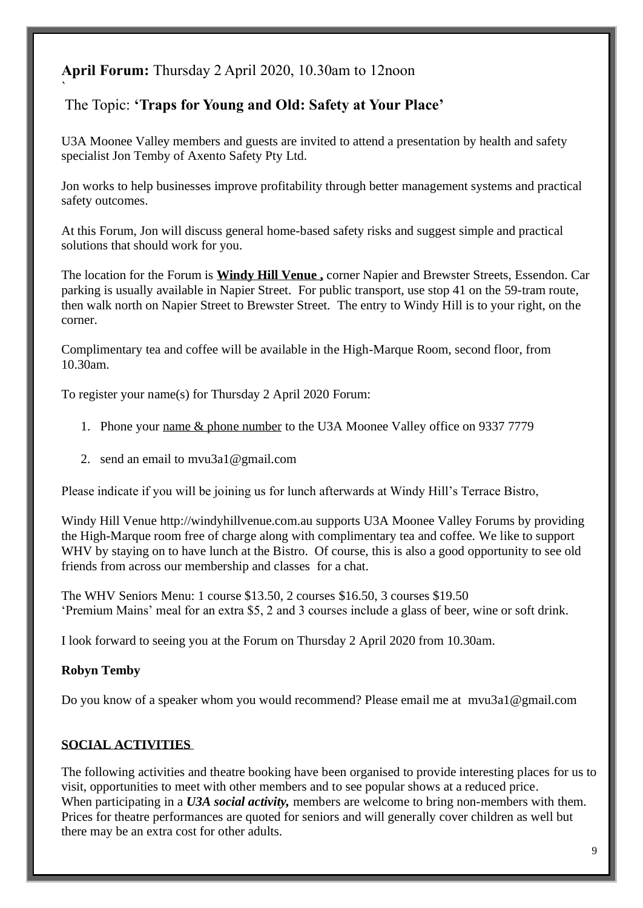**April Forum:** Thursday 2 April 2020, 10.30am to 12noon

`

The Topic: **'Traps for Young and Old: Safety at Your Place'**

U3A Moonee Valley members and guests are invited to attend a presentation by health and safety specialist Jon Temby of Axento Safety Pty Ltd.

Jon works to help businesses improve profitability through better management systems and practical safety outcomes.

At this Forum, Jon will discuss general home-based safety risks and suggest simple and practical solutions that should work for you.

The location for the Forum is **Windy Hill Venue ,** corner Napier and Brewster Streets, Essendon. Car parking is usually available in Napier Street. For public transport, use stop 41 on the 59-tram route, then walk north on Napier Street to Brewster Street. The entry to Windy Hill is to your right, on the corner.

Complimentary tea and coffee will be available in the High-Marque Room, second floor, from 10.30am.

To register your name(s) for Thursday 2 April 2020 Forum:

1. Phone your name & phone number to the U3A Moonee Valley office on 9337 7779

2. send an email to mvu3a1@gmail.com

Please indicate if you will be joining us for lunch afterwards at Windy Hill's Terrace Bistro,

Windy Hill Venue http://windyhillvenue.com.au supports U3A Moonee Valley Forums by providing the High-Marque room free of charge along with complimentary tea and coffee. We like to support WHV by staying on to have lunch at the Bistro. Of course, this is also a good opportunity to see old friends from across our membership and classes for a chat.

The WHV Seniors Menu: 1 course $13.50, 2 courses $16.50, 3 courses $19.50
'Premium Mains' meal for an extra $5, 2 and 3 courses include a glass of beer, wine or soft drink.

I look forward to seeing you at the Forum on Thursday 2 April 2020 from 10.30am.

**Robyn Temby**

Do you know of a speaker whom you would recommend? Please email me at mvu3a1@gmail.com

## SOCIAL ACTIVITIES

The following activities and theatre booking have been organised to provide interesting places for us to visit, opportunities to meet with other members and to see popular shows at a reduced price.
When participating in a ***U3A social activity,*** members are welcome to bring non-members with them. Prices for theatre performances are quoted for seniors and will generally cover children as well but there may be an extra cost for other adults.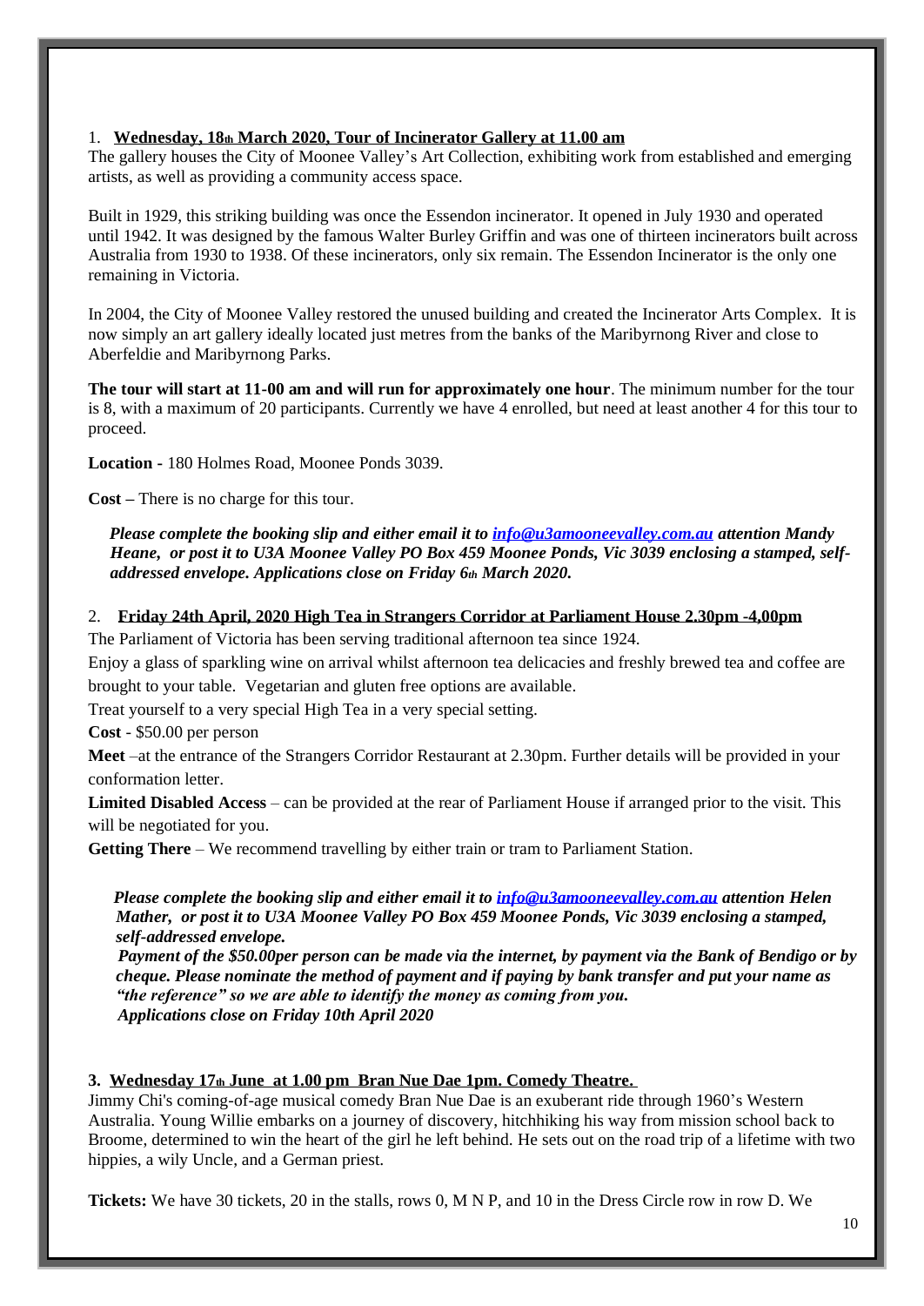1. **Wednesday, 18th March 2020, Tour of Incinerator Gallery at 11.00 am**

The gallery houses the City of Moonee Valley's Art Collection, exhibiting work from established and emerging artists, as well as providing a community access space.

Built in 1929, this striking building was once the Essendon incinerator. It opened in July 1930 and operated until 1942. It was designed by the famous Walter Burley Griffin and was one of thirteen incinerators built across Australia from 1930 to 1938. Of these incinerators, only six remain. The Essendon Incinerator is the only one remaining in Victoria.

In 2004, the City of Moonee Valley restored the unused building and created the Incinerator Arts Complex. It is now simply an art gallery ideally located just metres from the banks of the Maribyrnong River and close to Aberfeldie and Maribyrnong Parks.

**The tour will start at 11-00 am and will run for approximately one hour**. The minimum number for the tour is 8, with a maximum of 20 participants. Currently we have 4 enrolled, but need at least another 4 for this tour to proceed.

**Location -** 180 Holmes Road, Moonee Ponds 3039.

**Cost –** There is no charge for this tour.

***Please complete the booking slip and either email it to info@u3amooneevalley.com.au attention Mandy Heane, or post it to U3A Moonee Valley PO Box 459 Moonee Ponds, Vic 3039 enclosing a stamped, self-addressed envelope. Applications close on Friday 6th March 2020.***

2. **Friday 24th April, 2020 High Tea in Strangers Corridor at Parliament House 2.30pm -4,00pm**

The Parliament of Victoria has been serving traditional afternoon tea since 1924.

Enjoy a glass of sparkling wine on arrival whilst afternoon tea delicacies and freshly brewed tea and coffee are brought to your table. Vegetarian and gluten free options are available.

Treat yourself to a very special High Tea in a very special setting.

**Cost** - $50.00 per person

**Meet** –at the entrance of the Strangers Corridor Restaurant at 2.30pm. Further details will be provided in your conformation letter.

**Limited Disabled Access** – can be provided at the rear of Parliament House if arranged prior to the visit. This will be negotiated for you.

**Getting There** – We recommend travelling by either train or tram to Parliament Station.

***Please complete the booking slip and either email it to info@u3amooneevalley.com.au attention Helen Mather, or post it to U3A Moonee Valley PO Box 459 Moonee Ponds, Vic 3039 enclosing a stamped, self-addressed envelope.***

***Payment of the $50.00per person can be made via the internet, by payment via the Bank of Bendigo or by cheque. Please nominate the method of payment and if paying by bank transfer and put your name as "the reference" so we are able to identify the money as coming from you.***

***Applications close on Friday 10th April 2020***

3. **Wednesday 17th June at 1.00 pm Bran Nue Dae 1pm. Comedy Theatre.**

Jimmy Chi's coming-of-age musical comedy Bran Nue Dae is an exuberant ride through 1960's Western Australia. Young Willie embarks on a journey of discovery, hitchhiking his way from mission school back to Broome, determined to win the heart of the girl he left behind. He sets out on the road trip of a lifetime with two hippies, a wily Uncle, and a German priest.

**Tickets:** We have 30 tickets, 20 in the stalls, rows 0, M N P, and 10 in the Dress Circle row in row D. We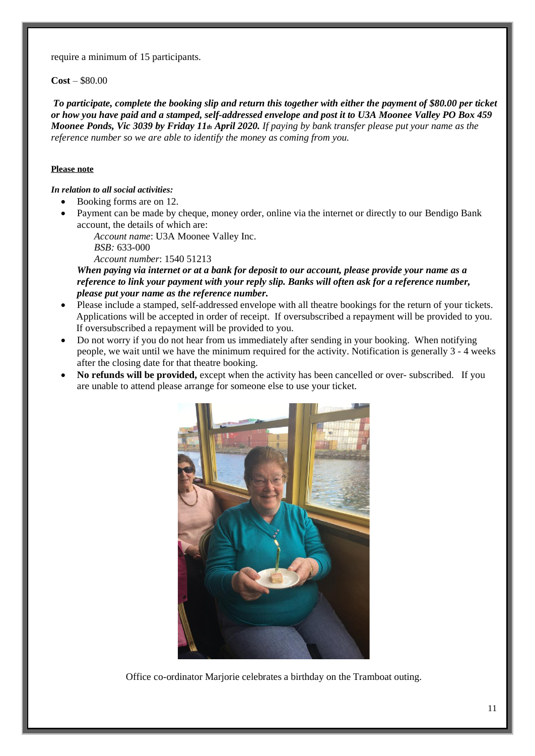require a minimum of 15 participants.

**Cost** – $80.00

***To participate, complete the booking slip and return this together with either the payment of $80.00 per ticket or how you have paid and a stamped, self-addressed envelope and post it to U3A Moonee Valley PO Box 459 Moonee Ponds, Vic 3039 by Friday 11th April 2020.*** *If paying by bank transfer please put your name as the reference number so we are able to identify the money as coming from you.*

**Please note**

***In relation to all social activities:***

- Booking forms are on 12.
- Payment can be made by cheque, money order, online via the internet or directly to our Bendigo Bank account, the details of which are:

  *Account name*: U3A Moonee Valley Inc.
  *BSB:* 633-000
  *Account number*: 1540 51213

  ***When paying via internet or at a bank for deposit to our account, please provide your name as a reference to link your payment with your reply slip. Banks will often ask for a reference number, please put your name as the reference number.***
- Please include a stamped, self-addressed envelope with all theatre bookings for the return of your tickets. Applications will be accepted in order of receipt. If oversubscribed a repayment will be provided to you. If oversubscribed a repayment will be provided to you.
- Do not worry if you do not hear from us immediately after sending in your booking. When notifying people, we wait until we have the minimum required for the activity. Notification is generally 3 - 4 weeks after the closing date for that theatre booking.
- **No refunds will be provided,** except when the activity has been cancelled or over- subscribed. If you are unable to attend please arrange for someone else to use your ticket.

Office co-ordinator Marjorie celebrates a birthday on the Tramboat outing.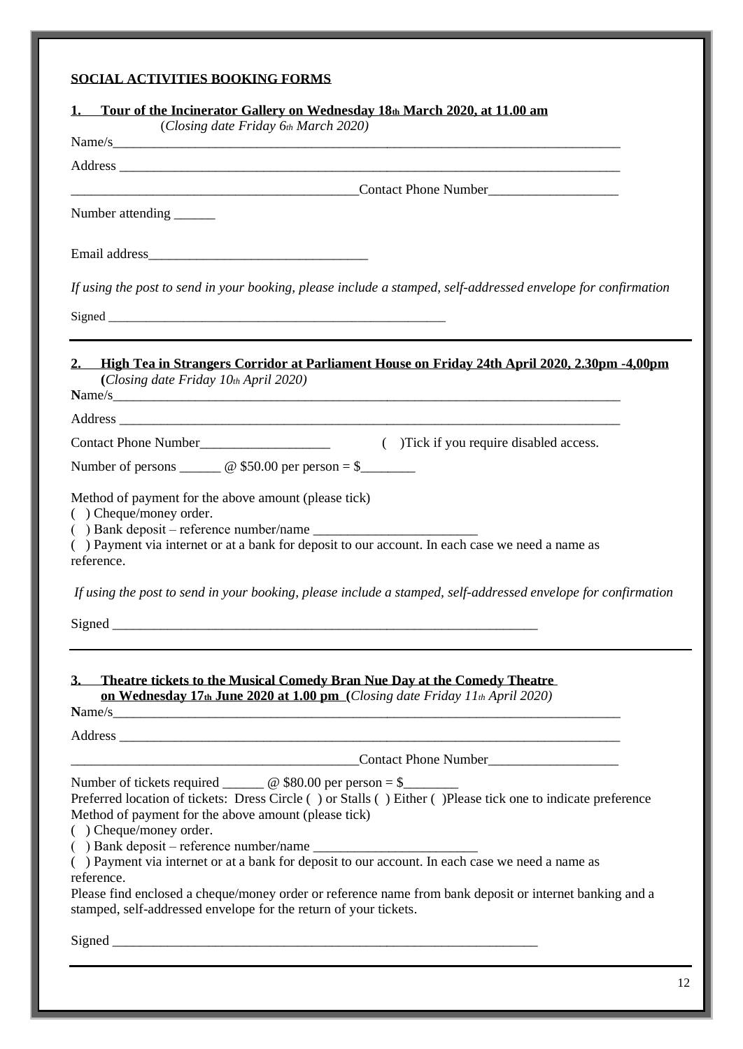## SOCIAL ACTIVITIES BOOKING FORMS

### 1. Tour of the Incinerator Gallery on Wednesday 18th March 2020, at 11.00 am

*(Closing date Friday 6th March 2020)*

Name/s_______________________________________________________________________________

Address _____________________________________________________________________________

__________________________________________Contact Phone Number___________________

Number attending ______

Email address________________________________

*If using the post to send in your booking, please include a stamped, self-addressed envelope for confirmation*

Signed ______________________________________________________

---

### 2. High Tea in Strangers Corridor at Parliament House on Friday 24th April 2020, 2.30pm -4,00pm

*(Closing date Friday 10th April 2020)*

Name/s_______________________________________________________________________________

Address _____________________________________________________________________________

Contact Phone Number___________________ ( )Tick if you require disabled access.

Number of persons ______ @ $50.00 per person = $________

Method of payment for the above amount (please tick)

( ) Cheque/money order.

( ) Bank deposit – reference number/name ________________________

( ) Payment via internet or at a bank for deposit to our account. In each case we need a name as reference.

*If using the post to send in your booking, please include a stamped, self-addressed envelope for confirmation*

Signed ______________________________________________________________

---

### 3. Theatre tickets to the Musical Comedy Bran Nue Day at the Comedy Theatre on Wednesday 17th June 2020 at 1.00 pm (*Closing date Friday 11th April 2020*)

Name/s_______________________________________________________________________________

Address _____________________________________________________________________________

__________________________________________Contact Phone Number___________________

Number of tickets required ______ @ $80.00 per person = $________

Preferred location of tickets: Dress Circle ( ) or Stalls ( ) Either ( )Please tick one to indicate preference

Method of payment for the above amount (please tick)

( ) Cheque/money order.

( ) Bank deposit – reference number/name ________________________

( ) Payment via internet or at a bank for deposit to our account. In each case we need a name as reference.

Please find enclosed a cheque/money order or reference name from bank deposit or internet banking and a stamped, self-addressed envelope for the return of your tickets.

Signed ______________________________________________________________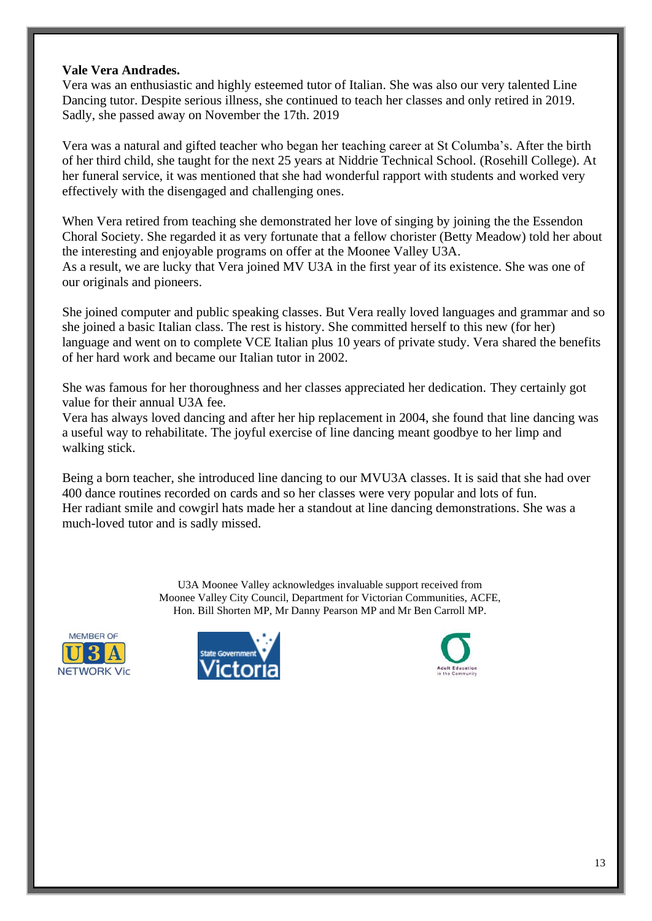**Vale Vera Andrades.**

Vera was an enthusiastic and highly esteemed tutor of Italian. She was also our very talented Line Dancing tutor. Despite serious illness, she continued to teach her classes and only retired in 2019. Sadly, she passed away on November the 17th. 2019

Vera was a natural and gifted teacher who began her teaching career at St Columba's. After the birth of her third child, she taught for the next 25 years at Niddrie Technical School. (Rosehill College). At her funeral service, it was mentioned that she had wonderful rapport with students and worked very effectively with the disengaged and challenging ones.

When Vera retired from teaching she demonstrated her love of singing by joining the the Essendon Choral Society. She regarded it as very fortunate that a fellow chorister (Betty Meadow) told her about the interesting and enjoyable programs on offer at the Moonee Valley U3A.
As a result, we are lucky that Vera joined MV U3A in the first year of its existence. She was one of our originals and pioneers.

She joined computer and public speaking classes. But Vera really loved languages and grammar and so she joined a basic Italian class. The rest is history. She committed herself to this new (for her) language and went on to complete VCE Italian plus 10 years of private study. Vera shared the benefits of her hard work and became our Italian tutor in 2002.

She was famous for her thoroughness and her classes appreciated her dedication. They certainly got value for their annual U3A fee.
Vera has always loved dancing and after her hip replacement in 2004, she found that line dancing was a useful way to rehabilitate. The joyful exercise of line dancing meant goodbye to her limp and walking stick.

Being a born teacher, she introduced line dancing to our MVU3A classes. It is said that she had over 400 dance routines recorded on cards and so her classes were very popular and lots of fun.
Her radiant smile and cowgirl hats made her a standout at line dancing demonstrations. She was a much-loved tutor and is sadly missed.

U3A Moonee Valley acknowledges invaluable support received from Moonee Valley City Council, Department for Victorian Communities, ACFE, Hon. Bill Shorten MP, Mr Danny Pearson MP and Mr Ben Carroll MP.

MEMBER OF U3A NETWORK Vic

State Government Victoria

Adult Education in the Community